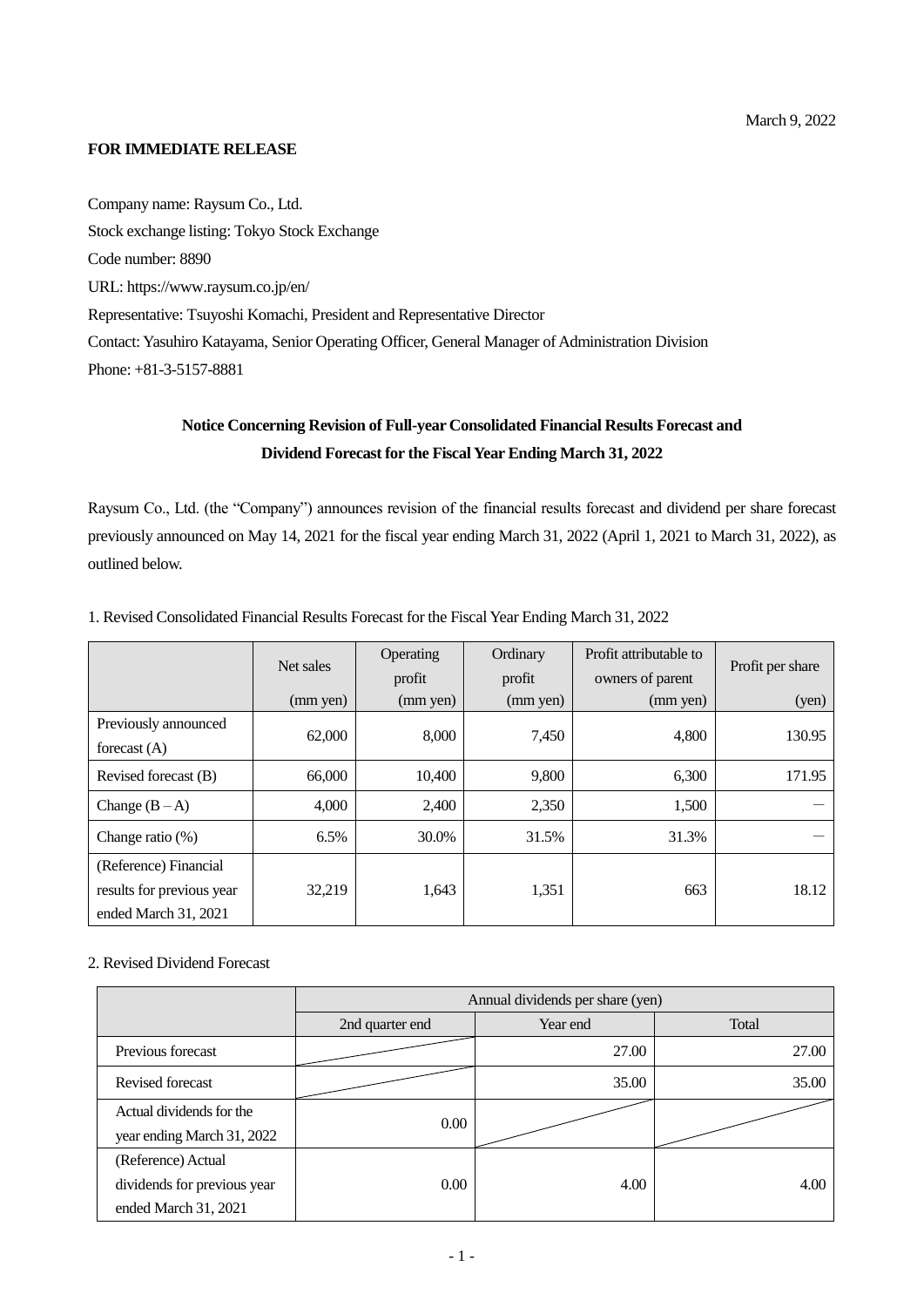March 9, 2022

**FOR IMMEDIATE RELEASE**

Company name: Raysum Co., Ltd.
Stock exchange listing: Tokyo Stock Exchange
Code number: 8890
URL: https://www.raysum.co.jp/en/
Representative: Tsuyoshi Komachi, President and Representative Director
Contact: Yasuhiro Katayama, Senior Operating Officer, General Manager of Administration Division
Phone: +81-3-5157-8881

## Notice Concerning Revision of Full-year Consolidated Financial Results Forecast and Dividend Forecast for the Fiscal Year Ending March 31, 2022

Raysum Co., Ltd. (the "Company") announces revision of the financial results forecast and dividend per share forecast previously announced on May 14, 2021 for the fiscal year ending March 31, 2022 (April 1, 2021 to March 31, 2022), as outlined below.

1. Revised Consolidated Financial Results Forecast for the Fiscal Year Ending March 31, 2022

| | Net sales (mm yen) | Operating profit (mm yen) | Ordinary profit (mm yen) | Profit attributable to owners of parent (mm yen) | Profit per share (yen) |
|---|---|---|---|---|---|
| Previously announced forecast (A) | 62,000 | 8,000 | 7,450 | 4,800 | 130.95 |
| Revised forecast (B) | 66,000 | 10,400 | 9,800 | 6,300 | 171.95 |
| Change (B – A) | 4,000 | 2,400 | 2,350 | 1,500 | — |
| Change ratio (%) | 6.5% | 30.0% | 31.5% | 31.3% | — |
| (Reference) Financial results for previous year ended March 31, 2021 | 32,219 | 1,643 | 1,351 | 663 | 18.12 |

2. Revised Dividend Forecast

| | Annual dividends per share (yen) | | |
|---|---|---|---|
| | 2nd quarter end | Year end | Total |
| Previous forecast | | 27.00 | 27.00 |
| Revised forecast | | 35.00 | 35.00 |
| Actual dividends for the year ending March 31, 2022 | 0.00 | | |
| (Reference) Actual dividends for previous year ended March 31, 2021 | 0.00 | 4.00 | 4.00 |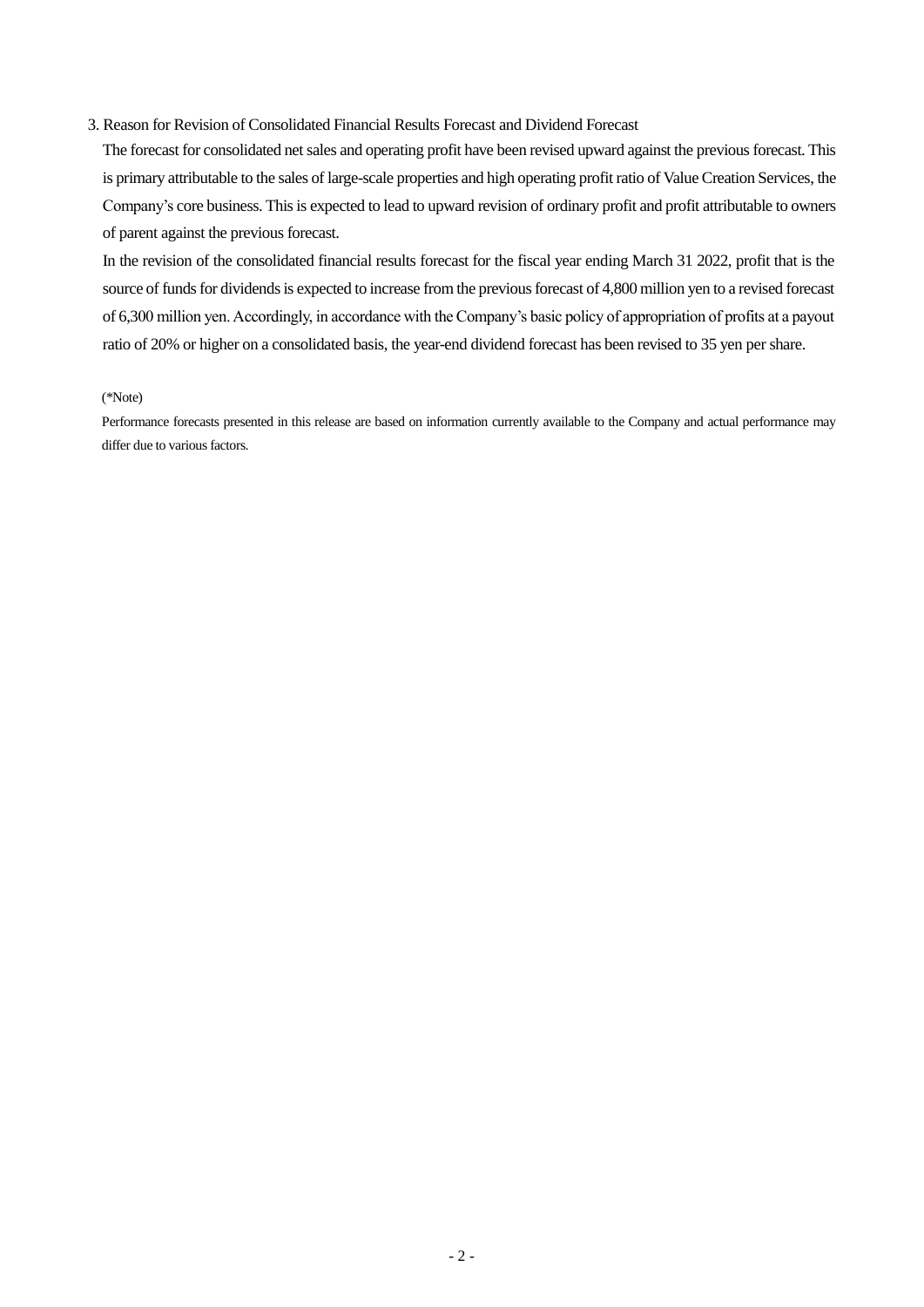3. Reason for Revision of Consolidated Financial Results Forecast and Dividend Forecast

The forecast for consolidated net sales and operating profit have been revised upward against the previous forecast. This is primary attributable to the sales of large-scale properties and high operating profit ratio of Value Creation Services, the Company's core business. This is expected to lead to upward revision of ordinary profit and profit attributable to owners of parent against the previous forecast.

In the revision of the consolidated financial results forecast for the fiscal year ending March 31 2022, profit that is the source of funds for dividends is expected to increase from the previous forecast of 4,800 million yen to a revised forecast of 6,300 million yen. Accordingly, in accordance with the Company's basic policy of appropriation of profits at a payout ratio of 20% or higher on a consolidated basis, the year-end dividend forecast has been revised to 35 yen per share.

(*Note)

Performance forecasts presented in this release are based on information currently available to the Company and actual performance may differ due to various factors.